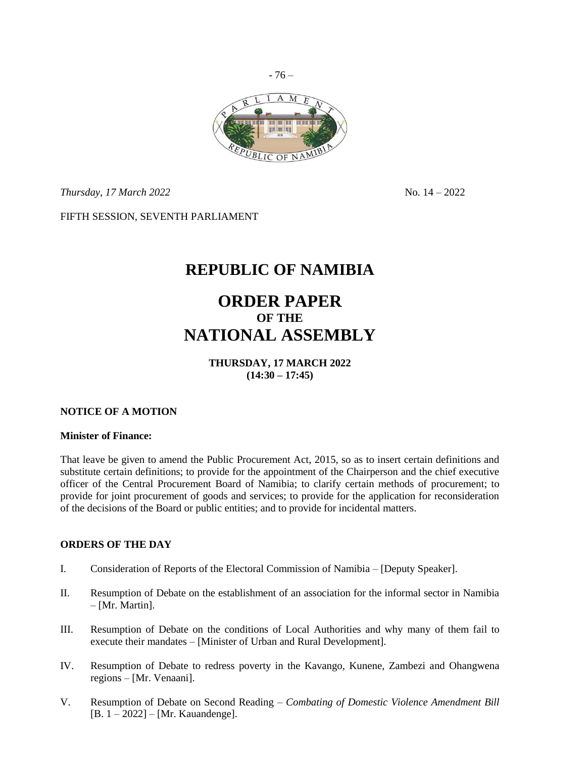*Thursday, 17 March 2022* No. 14 – 2022

FIFTH SESSION, SEVENTH PARLIAMENT

# REPUBLIC OF NAMIBIA

# ORDER PAPER
## OF THE
# NATIONAL ASSEMBLY

**THURSDAY, 17 MARCH 2022**
**(14:30 – 17:45)**

**NOTICE OF A MOTION**

**Minister of Finance:**

That leave be given to amend the Public Procurement Act, 2015, so as to insert certain definitions and substitute certain definitions; to provide for the appointment of the Chairperson and the chief executive officer of the Central Procurement Board of Namibia; to clarify certain methods of procurement; to provide for joint procurement of goods and services; to provide for the application for reconsideration of the decisions of the Board or public entities; and to provide for incidental matters.

**ORDERS OF THE DAY**

I. Consideration of Reports of the Electoral Commission of Namibia – [Deputy Speaker].

II. Resumption of Debate on the establishment of an association for the informal sector in Namibia – [Mr. Martin].

III. Resumption of Debate on the conditions of Local Authorities and why many of them fail to execute their mandates – [Minister of Urban and Rural Development].

IV. Resumption of Debate to redress poverty in the Kavango, Kunene, Zambezi and Ohangwena regions – [Mr. Venaani].

V. Resumption of Debate on Second Reading – *Combating of Domestic Violence Amendment Bill* [B. 1 – 2022] – [Mr. Kauandenge].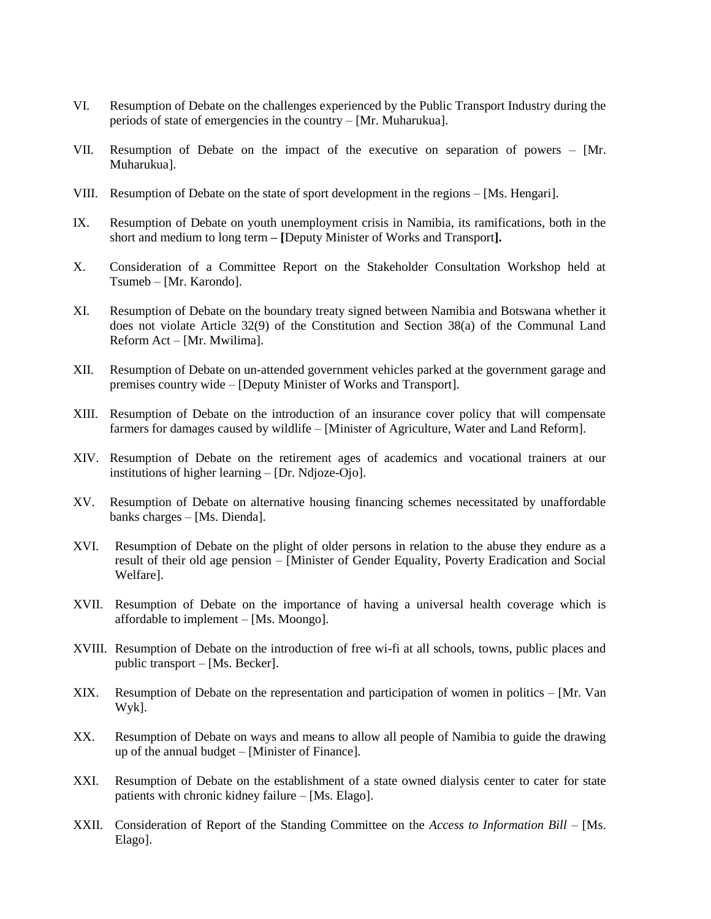VI. Resumption of Debate on the challenges experienced by the Public Transport Industry during the periods of state of emergencies in the country – [Mr. Muharukua].

VII. Resumption of Debate on the impact of the executive on separation of powers – [Mr. Muharukua].

VIII. Resumption of Debate on the state of sport development in the regions – [Ms. Hengari].

IX. Resumption of Debate on youth unemployment crisis in Namibia, its ramifications, both in the short and medium to long term **– [**Deputy Minister of Works and Transport**].**

X. Consideration of a Committee Report on the Stakeholder Consultation Workshop held at Tsumeb – [Mr. Karondo].

XI. Resumption of Debate on the boundary treaty signed between Namibia and Botswana whether it does not violate Article 32(9) of the Constitution and Section 38(a) of the Communal Land Reform Act – [Mr. Mwilima].

XII. Resumption of Debate on un-attended government vehicles parked at the government garage and premises country wide – [Deputy Minister of Works and Transport].

XIII. Resumption of Debate on the introduction of an insurance cover policy that will compensate farmers for damages caused by wildlife – [Minister of Agriculture, Water and Land Reform].

XIV. Resumption of Debate on the retirement ages of academics and vocational trainers at our institutions of higher learning – [Dr. Ndjoze-Ojo].

XV. Resumption of Debate on alternative housing financing schemes necessitated by unaffordable banks charges – [Ms. Dienda].

XVI. Resumption of Debate on the plight of older persons in relation to the abuse they endure as a result of their old age pension – [Minister of Gender Equality, Poverty Eradication and Social Welfare].

XVII. Resumption of Debate on the importance of having a universal health coverage which is affordable to implement – [Ms. Moongo].

XVIII. Resumption of Debate on the introduction of free wi-fi at all schools, towns, public places and public transport – [Ms. Becker].

XIX. Resumption of Debate on the representation and participation of women in politics – [Mr. Van Wyk].

XX. Resumption of Debate on ways and means to allow all people of Namibia to guide the drawing up of the annual budget – [Minister of Finance].

XXI. Resumption of Debate on the establishment of a state owned dialysis center to cater for state patients with chronic kidney failure – [Ms. Elago].

XXII. Consideration of Report of the Standing Committee on the *Access to Information Bill* – [Ms. Elago].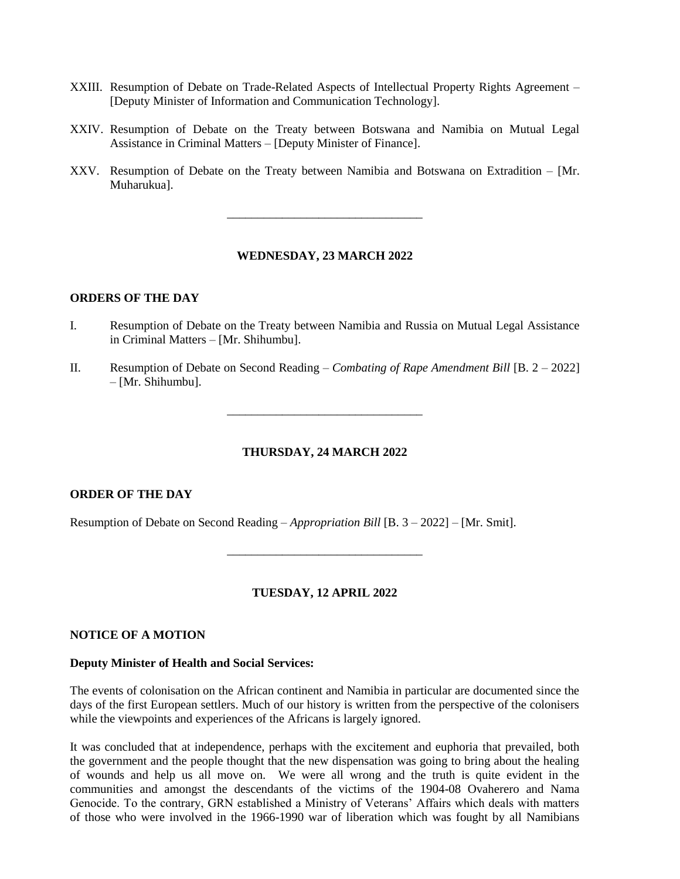XXIII. Resumption of Debate on Trade-Related Aspects of Intellectual Property Rights Agreement – [Deputy Minister of Information and Communication Technology].

XXIV. Resumption of Debate on the Treaty between Botswana and Namibia on Mutual Legal Assistance in Criminal Matters – [Deputy Minister of Finance].

XXV. Resumption of Debate on the Treaty between Namibia and Botswana on Extradition – [Mr. Muharukua].

---

**WEDNESDAY, 23 MARCH 2022**

**ORDERS OF THE DAY**

I. Resumption of Debate on the Treaty between Namibia and Russia on Mutual Legal Assistance in Criminal Matters – [Mr. Shihumbu].

II. Resumption of Debate on Second Reading – *Combating of Rape Amendment Bill* [B. 2 – 2022] – [Mr. Shihumbu].

---

**THURSDAY, 24 MARCH 2022**

**ORDER OF THE DAY**

Resumption of Debate on Second Reading – *Appropriation Bill* [B. 3 – 2022] – [Mr. Smit].

---

**TUESDAY, 12 APRIL 2022**

**NOTICE OF A MOTION**

**Deputy Minister of Health and Social Services:**

The events of colonisation on the African continent and Namibia in particular are documented since the days of the first European settlers. Much of our history is written from the perspective of the colonisers while the viewpoints and experiences of the Africans is largely ignored.

It was concluded that at independence, perhaps with the excitement and euphoria that prevailed, both the government and the people thought that the new dispensation was going to bring about the healing of wounds and help us all move on. We were all wrong and the truth is quite evident in the communities and amongst the descendants of the victims of the 1904-08 Ovaherero and Nama Genocide. To the contrary, GRN established a Ministry of Veterans' Affairs which deals with matters of those who were involved in the 1966-1990 war of liberation which was fought by all Namibians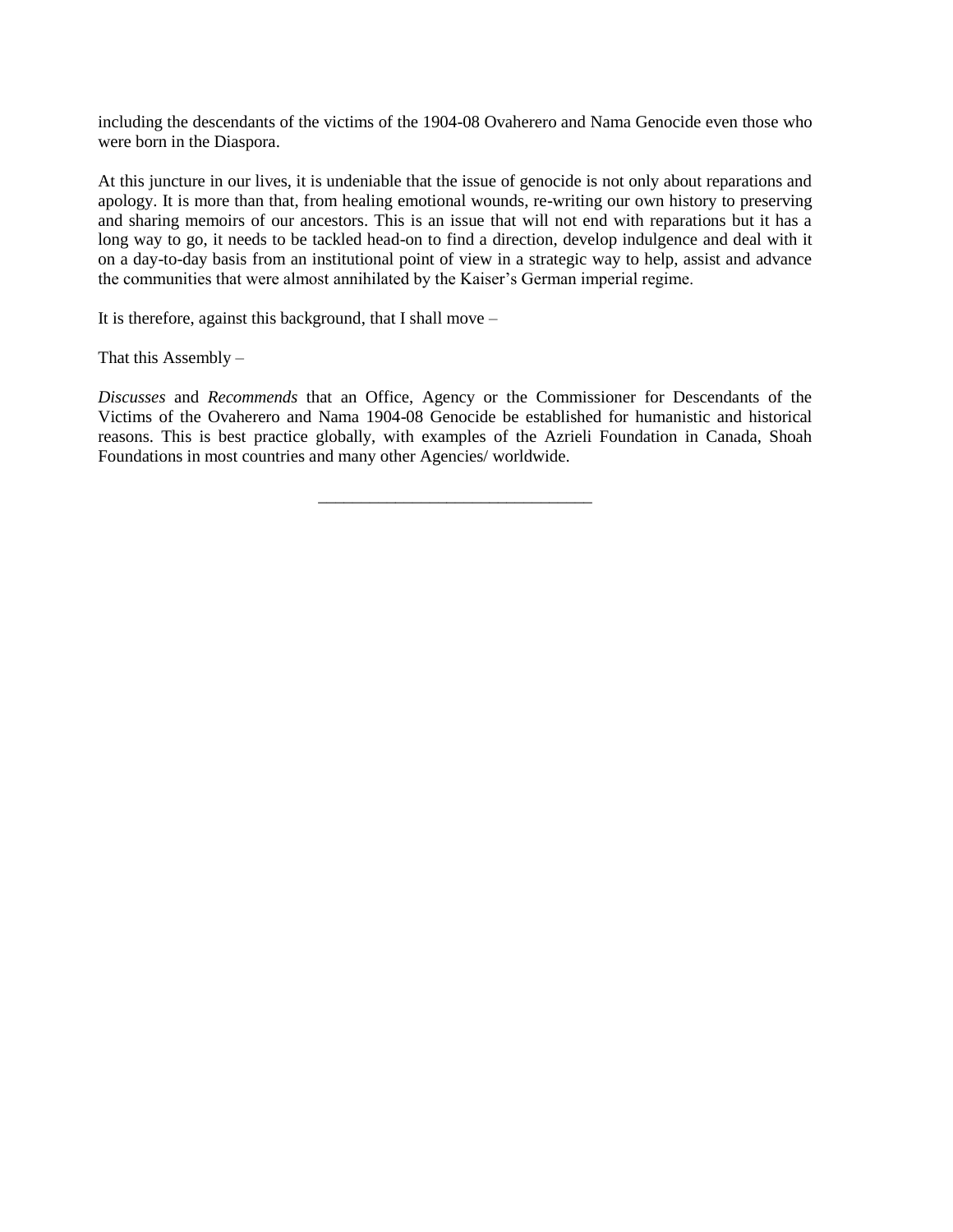including the descendants of the victims of the 1904-08 Ovaherero and Nama Genocide even those who were born in the Diaspora.

At this juncture in our lives, it is undeniable that the issue of genocide is not only about reparations and apology. It is more than that, from healing emotional wounds, re-writing our own history to preserving and sharing memoirs of our ancestors. This is an issue that will not end with reparations but it has a long way to go, it needs to be tackled head-on to find a direction, develop indulgence and deal with it on a day-to-day basis from an institutional point of view in a strategic way to help, assist and advance the communities that were almost annihilated by the Kaiser's German imperial regime.

It is therefore, against this background, that I shall move –

That this Assembly –

*Discusses* and *Recommends* that an Office, Agency or the Commissioner for Descendants of the Victims of the Ovaherero and Nama 1904-08 Genocide be established for humanistic and historical reasons. This is best practice globally, with examples of the Azrieli Foundation in Canada, Shoah Foundations in most countries and many other Agencies/ worldwide.

---